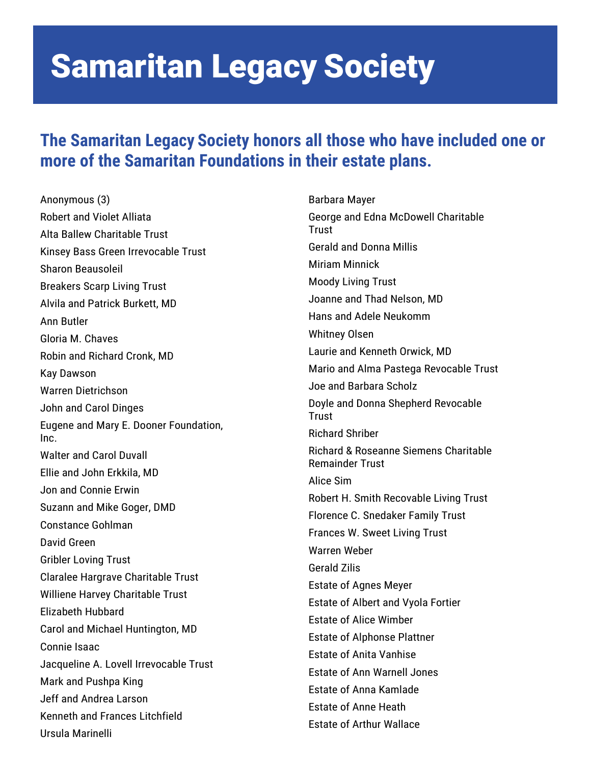# Samaritan Legacy Society

## The Samaritan Legacy Society honors all those who have included one or more of the Samaritan Foundations in their estate plans.

Anonymous (3)
Robert and Violet Alliata
Alta Ballew Charitable Trust
Kinsey Bass Green Irrevocable Trust
Sharon Beausoleil
Breakers Scarp Living Trust
Alvila and Patrick Burkett, MD
Ann Butler
Gloria M. Chaves
Robin and Richard Cronk, MD
Kay Dawson
Warren Dietrichson
John and Carol Dinges
Eugene and Mary E. Dooner Foundation, Inc.
Walter and Carol Duvall
Ellie and John Erkkila, MD
Jon and Connie Erwin
Suzann and Mike Goger, DMD
Constance Gohlman
David Green
Gribler Loving Trust
Claralee Hargrave Charitable Trust
Williene Harvey Charitable Trust
Elizabeth Hubbard
Carol and Michael Huntington, MD
Connie Isaac
Jacqueline A. Lovell Irrevocable Trust
Mark and Pushpa King
Jeff and Andrea Larson
Kenneth and Frances Litchfield
Ursula Marinelli
Barbara Mayer
George and Edna McDowell Charitable Trust
Gerald and Donna Millis
Miriam Minnick
Moody Living Trust
Joanne and Thad Nelson, MD
Hans and Adele Neukomm
Whitney Olsen
Laurie and Kenneth Orwick, MD
Mario and Alma Pastega Revocable Trust
Joe and Barbara Scholz
Doyle and Donna Shepherd Revocable Trust
Richard Shriber
Richard & Roseanne Siemens Charitable Remainder Trust
Alice Sim
Robert H. Smith Recovable Living Trust
Florence C. Snedaker Family Trust
Frances W. Sweet Living Trust
Warren Weber
Gerald Zilis
Estate of Agnes Meyer
Estate of Albert and Vyola Fortier
Estate of Alice Wimber
Estate of Alphonse Plattner
Estate of Anita Vanhise
Estate of Ann Warnell Jones
Estate of Anna Kamlade
Estate of Anne Heath
Estate of Arthur Wallace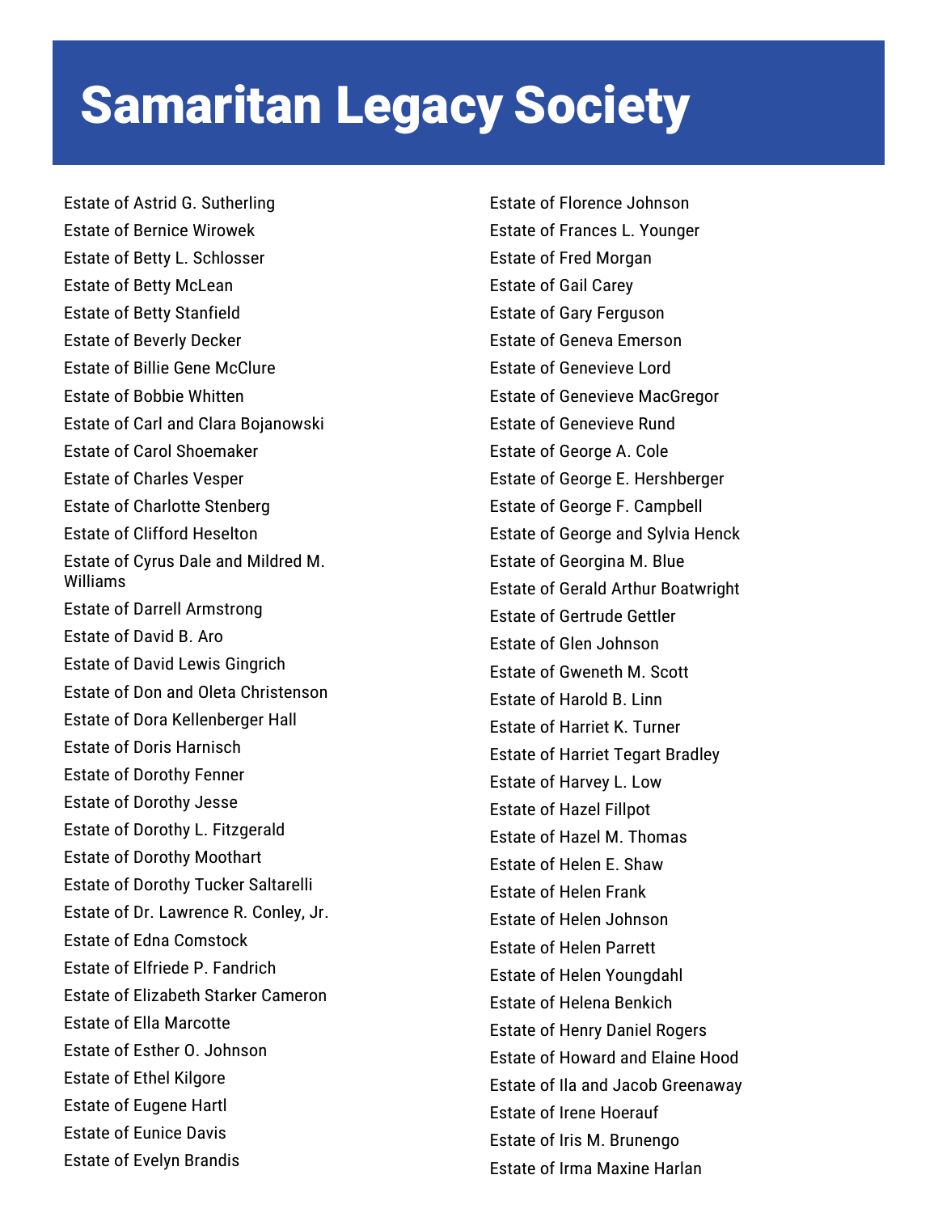# Samaritan Legacy Society

Estate of Astrid G. Sutherling
Estate of Bernice Wirowek
Estate of Betty L. Schlosser
Estate of Betty McLean
Estate of Betty Stanfield
Estate of Beverly Decker
Estate of Billie Gene McClure
Estate of Bobbie Whitten
Estate of Carl and Clara Bojanowski
Estate of Carol Shoemaker
Estate of Charles Vesper
Estate of Charlotte Stenberg
Estate of Clifford Heselton
Estate of Cyrus Dale and Mildred M. Williams
Estate of Darrell Armstrong
Estate of David B. Aro
Estate of David Lewis Gingrich
Estate of Don and Oleta Christenson
Estate of Dora Kellenberger Hall
Estate of Doris Harnisch
Estate of Dorothy Fenner
Estate of Dorothy Jesse
Estate of Dorothy L. Fitzgerald
Estate of Dorothy Moothart
Estate of Dorothy Tucker Saltarelli
Estate of Dr. Lawrence R. Conley, Jr.
Estate of Edna Comstock
Estate of Elfriede P. Fandrich
Estate of Elizabeth Starker Cameron
Estate of Ella Marcotte
Estate of Esther O. Johnson
Estate of Ethel Kilgore
Estate of Eugene Hartl
Estate of Eunice Davis
Estate of Evelyn Brandis
Estate of Florence Johnson
Estate of Frances L. Younger
Estate of Fred Morgan
Estate of Gail Carey
Estate of Gary Ferguson
Estate of Geneva Emerson
Estate of Genevieve Lord
Estate of Genevieve MacGregor
Estate of Genevieve Rund
Estate of George A. Cole
Estate of George E. Hershberger
Estate of George F. Campbell
Estate of George and Sylvia Henck
Estate of Georgina M. Blue
Estate of Gerald Arthur Boatwright
Estate of Gertrude Gettler
Estate of Glen Johnson
Estate of Gweneth M. Scott
Estate of Harold B. Linn
Estate of Harriet K. Turner
Estate of Harriet Tegart Bradley
Estate of Harvey L. Low
Estate of Hazel Fillpot
Estate of Hazel M. Thomas
Estate of Helen E. Shaw
Estate of Helen Frank
Estate of Helen Johnson
Estate of Helen Parrett
Estate of Helen Youngdahl
Estate of Helena Benkich
Estate of Henry Daniel Rogers
Estate of Howard and Elaine Hood
Estate of Ila and Jacob Greenaway
Estate of Irene Hoerauf
Estate of Iris M. Brunengo
Estate of Irma Maxine Harlan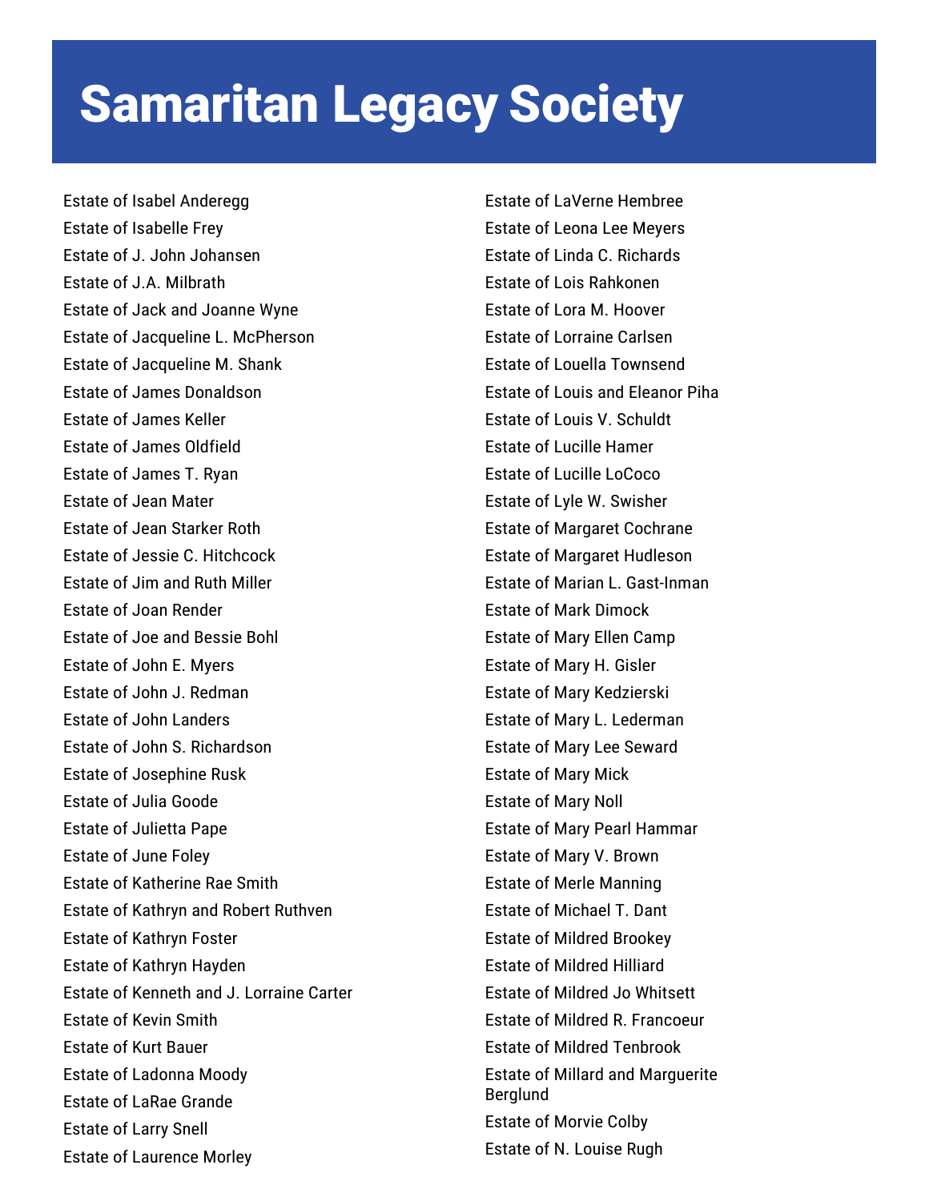# Samaritan Legacy Society

Estate of Isabel Anderegg
Estate of Isabelle Frey
Estate of J. John Johansen
Estate of J.A. Milbrath
Estate of Jack and Joanne Wyne
Estate of Jacqueline L. McPherson
Estate of Jacqueline M. Shank
Estate of James Donaldson
Estate of James Keller
Estate of James Oldfield
Estate of James T. Ryan
Estate of Jean Mater
Estate of Jean Starker Roth
Estate of Jessie C. Hitchcock
Estate of Jim and Ruth Miller
Estate of Joan Render
Estate of Joe and Bessie Bohl
Estate of John E. Myers
Estate of John J. Redman
Estate of John Landers
Estate of John S. Richardson
Estate of Josephine Rusk
Estate of Julia Goode
Estate of Julietta Pape
Estate of June Foley
Estate of Katherine Rae Smith
Estate of Kathryn and Robert Ruthven
Estate of Kathryn Foster
Estate of Kathryn Hayden
Estate of Kenneth and J. Lorraine Carter
Estate of Kevin Smith
Estate of Kurt Bauer
Estate of Ladonna Moody
Estate of LaRae Grande
Estate of Larry Snell
Estate of Laurence Morley
Estate of LaVerne Hembree
Estate of Leona Lee Meyers
Estate of Linda C. Richards
Estate of Lois Rahkonen
Estate of Lora M. Hoover
Estate of Lorraine Carlsen
Estate of Louella Townsend
Estate of Louis and Eleanor Piha
Estate of Louis V. Schuldt
Estate of Lucille Hamer
Estate of Lucille LoCoco
Estate of Lyle W. Swisher
Estate of Margaret Cochrane
Estate of Margaret Hudleson
Estate of Marian L. Gast-Inman
Estate of Mark Dimock
Estate of Mary Ellen Camp
Estate of Mary H. Gisler
Estate of Mary Kedzierski
Estate of Mary L. Lederman
Estate of Mary Lee Seward
Estate of Mary Mick
Estate of Mary Noll
Estate of Mary Pearl Hammar
Estate of Mary V. Brown
Estate of Merle Manning
Estate of Michael T. Dant
Estate of Mildred Brookey
Estate of Mildred Hilliard
Estate of Mildred Jo Whitsett
Estate of Mildred R. Francoeur
Estate of Mildred Tenbrook
Estate of Millard and Marguerite Berglund
Estate of Morvie Colby
Estate of N. Louise Rugh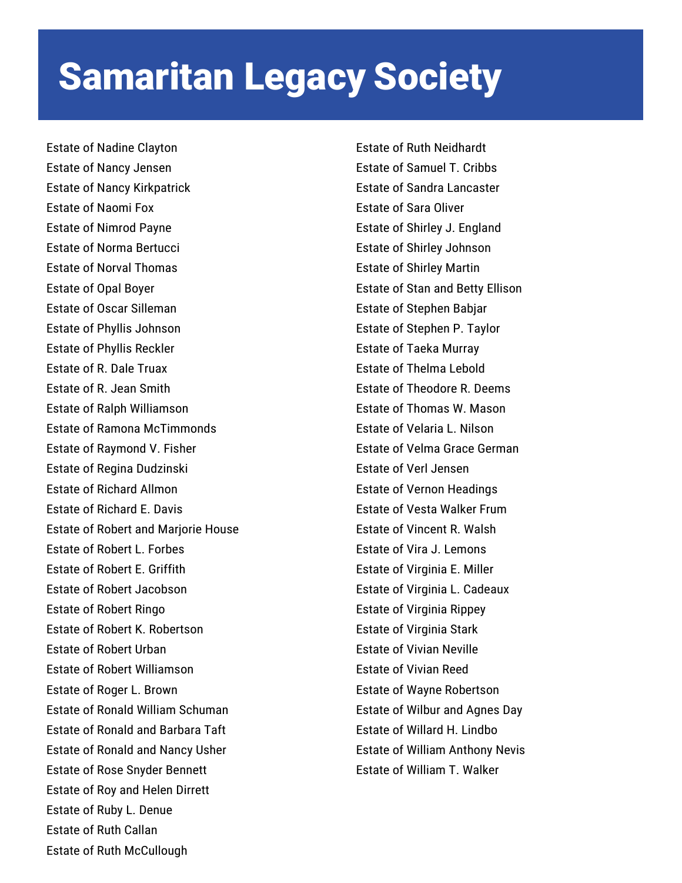# Samaritan Legacy Society

Estate of Nadine Clayton
Estate of Nancy Jensen
Estate of Nancy Kirkpatrick
Estate of Naomi Fox
Estate of Nimrod Payne
Estate of Norma Bertucci
Estate of Norval Thomas
Estate of Opal Boyer
Estate of Oscar Silleman
Estate of Phyllis Johnson
Estate of Phyllis Reckler
Estate of R. Dale Truax
Estate of R. Jean Smith
Estate of Ralph Williamson
Estate of Ramona McTimmonds
Estate of Raymond V. Fisher
Estate of Regina Dudzinski
Estate of Richard Allmon
Estate of Richard E. Davis
Estate of Robert and Marjorie House
Estate of Robert L. Forbes
Estate of Robert E. Griffith
Estate of Robert Jacobson
Estate of Robert Ringo
Estate of Robert K. Robertson
Estate of Robert Urban
Estate of Robert Williamson
Estate of Roger L. Brown
Estate of Ronald William Schuman
Estate of Ronald and Barbara Taft
Estate of Ronald and Nancy Usher
Estate of Rose Snyder Bennett
Estate of Roy and Helen Dirrett
Estate of Ruby L. Denue
Estate of Ruth Callan
Estate of Ruth McCullough
Estate of Ruth Neidhardt
Estate of Samuel T. Cribbs
Estate of Sandra Lancaster
Estate of Sara Oliver
Estate of Shirley J. England
Estate of Shirley Johnson
Estate of Shirley Martin
Estate of Stan and Betty Ellison
Estate of Stephen Babjar
Estate of Stephen P. Taylor
Estate of Taeka Murray
Estate of Thelma Lebold
Estate of Theodore R. Deems
Estate of Thomas W. Mason
Estate of Velaria L. Nilson
Estate of Velma Grace German
Estate of Verl Jensen
Estate of Vernon Headings
Estate of Vesta Walker Frum
Estate of Vincent R. Walsh
Estate of Vira J. Lemons
Estate of Virginia E. Miller
Estate of Virginia L. Cadeaux
Estate of Virginia Rippey
Estate of Virginia Stark
Estate of Vivian Neville
Estate of Vivian Reed
Estate of Wayne Robertson
Estate of Wilbur and Agnes Day
Estate of Willard H. Lindbo
Estate of William Anthony Nevis
Estate of William T. Walker